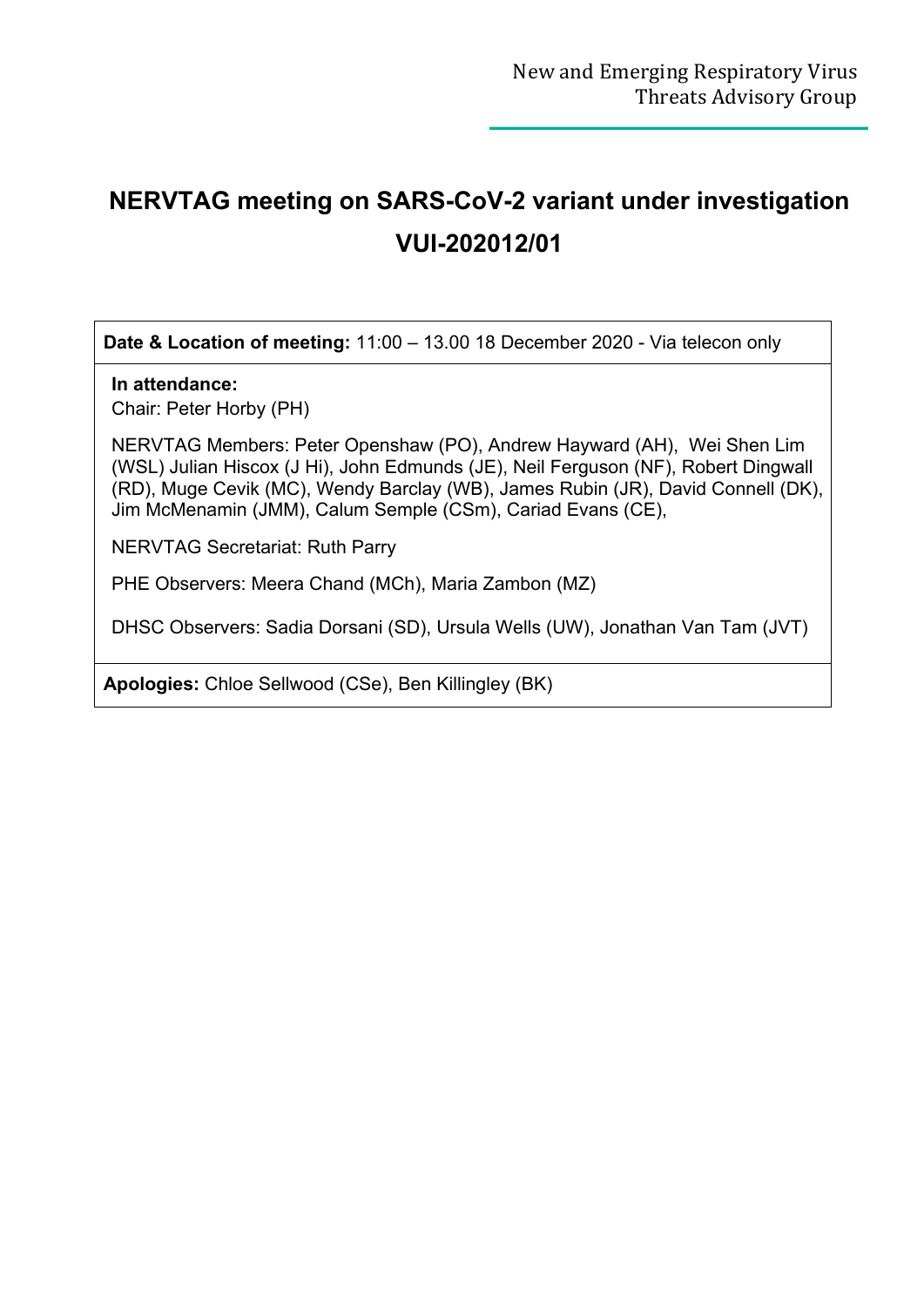New and Emerging Respiratory Virus Threats Advisory Group

# NERVTAG meeting on SARS-CoV-2 variant under investigation VUI-202012/01

**Date & Location of meeting:** 11:00 – 13.00 18 December 2020 - Via telecon only

**In attendance:**

Chair: Peter Horby (PH)

NERVTAG Members: Peter Openshaw (PO), Andrew Hayward (AH), Wei Shen Lim (WSL) Julian Hiscox (J Hi), John Edmunds (JE), Neil Ferguson (NF), Robert Dingwall (RD), Muge Cevik (MC), Wendy Barclay (WB), James Rubin (JR), David Connell (DK), Jim McMenamin (JMM), Calum Semple (CSm), Cariad Evans (CE),

NERVTAG Secretariat: Ruth Parry

PHE Observers: Meera Chand (MCh), Maria Zambon (MZ)

DHSC Observers: Sadia Dorsani (SD), Ursula Wells (UW), Jonathan Van Tam (JVT)

**Apologies:** Chloe Sellwood (CSe), Ben Killingley (BK)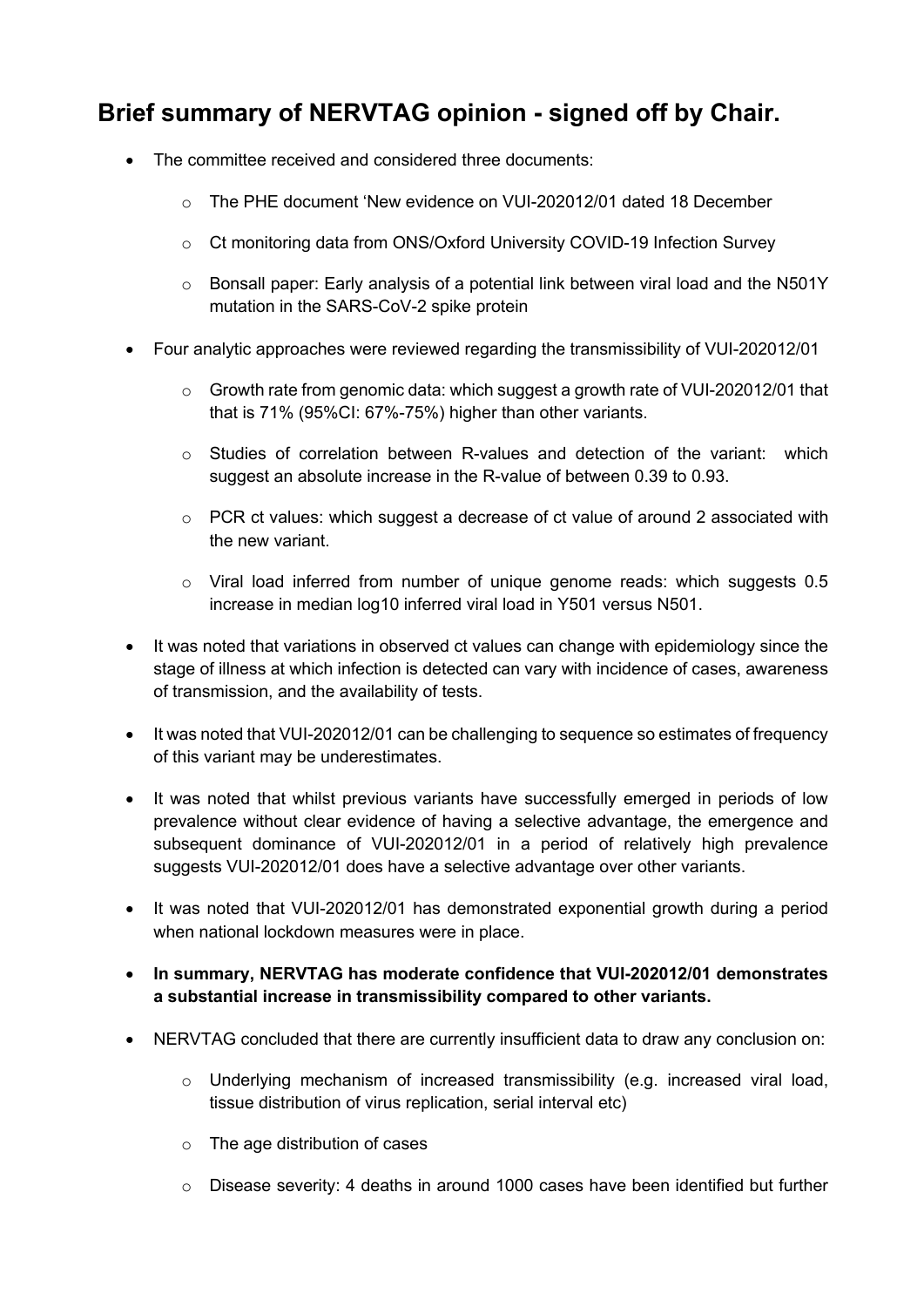## Brief summary of NERVTAG opinion - signed off by Chair.

- The committee received and considered three documents:
  - The PHE document 'New evidence on VUI-202012/01 dated 18 December
  - Ct monitoring data from ONS/Oxford University COVID-19 Infection Survey
  - Bonsall paper: Early analysis of a potential link between viral load and the N501Y mutation in the SARS-CoV-2 spike protein
- Four analytic approaches were reviewed regarding the transmissibility of VUI-202012/01
  - Growth rate from genomic data: which suggest a growth rate of VUI-202012/01 that that is 71% (95%CI: 67%-75%) higher than other variants.
  - Studies of correlation between R-values and detection of the variant: which suggest an absolute increase in the R-value of between 0.39 to 0.93.
  - PCR ct values: which suggest a decrease of ct value of around 2 associated with the new variant.
  - Viral load inferred from number of unique genome reads: which suggests 0.5 increase in median log10 inferred viral load in Y501 versus N501.
- It was noted that variations in observed ct values can change with epidemiology since the stage of illness at which infection is detected can vary with incidence of cases, awareness of transmission, and the availability of tests.
- It was noted that VUI-202012/01 can be challenging to sequence so estimates of frequency of this variant may be underestimates.
- It was noted that whilst previous variants have successfully emerged in periods of low prevalence without clear evidence of having a selective advantage, the emergence and subsequent dominance of VUI-202012/01 in a period of relatively high prevalence suggests VUI-202012/01 does have a selective advantage over other variants.
- It was noted that VUI-202012/01 has demonstrated exponential growth during a period when national lockdown measures were in place.
- **In summary, NERVTAG has moderate confidence that VUI-202012/01 demonstrates a substantial increase in transmissibility compared to other variants.**
- NERVTAG concluded that there are currently insufficient data to draw any conclusion on:
  - Underlying mechanism of increased transmissibility (e.g. increased viral load, tissue distribution of virus replication, serial interval etc)
  - The age distribution of cases
  - Disease severity: 4 deaths in around 1000 cases have been identified but further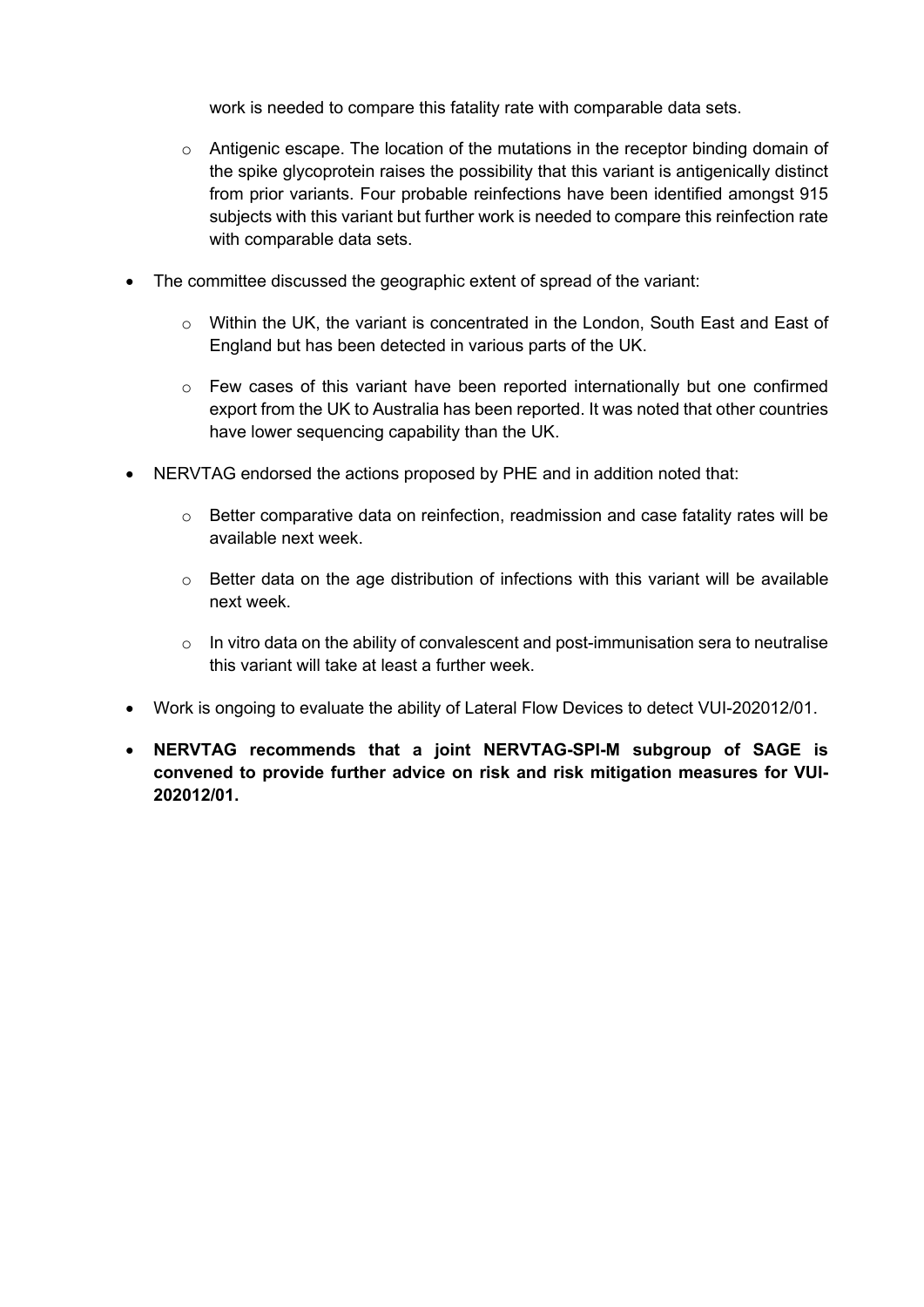work is needed to compare this fatality rate with comparable data sets.

  - Antigenic escape. The location of the mutations in the receptor binding domain of the spike glycoprotein raises the possibility that this variant is antigenically distinct from prior variants. Four probable reinfections have been identified amongst 915 subjects with this variant but further work is needed to compare this reinfection rate with comparable data sets.

- The committee discussed the geographic extent of spread of the variant:
  - Within the UK, the variant is concentrated in the London, South East and East of England but has been detected in various parts of the UK.
  - Few cases of this variant have been reported internationally but one confirmed export from the UK to Australia has been reported. It was noted that other countries have lower sequencing capability than the UK.

- NERVTAG endorsed the actions proposed by PHE and in addition noted that:
  - Better comparative data on reinfection, readmission and case fatality rates will be available next week.
  - Better data on the age distribution of infections with this variant will be available next week.
  - In vitro data on the ability of convalescent and post-immunisation sera to neutralise this variant will take at least a further week.

- Work is ongoing to evaluate the ability of Lateral Flow Devices to detect VUI-202012/01.

- **NERVTAG recommends that a joint NERVTAG-SPI-M subgroup of SAGE is convened to provide further advice on risk and risk mitigation measures for VUI-202012/01.**